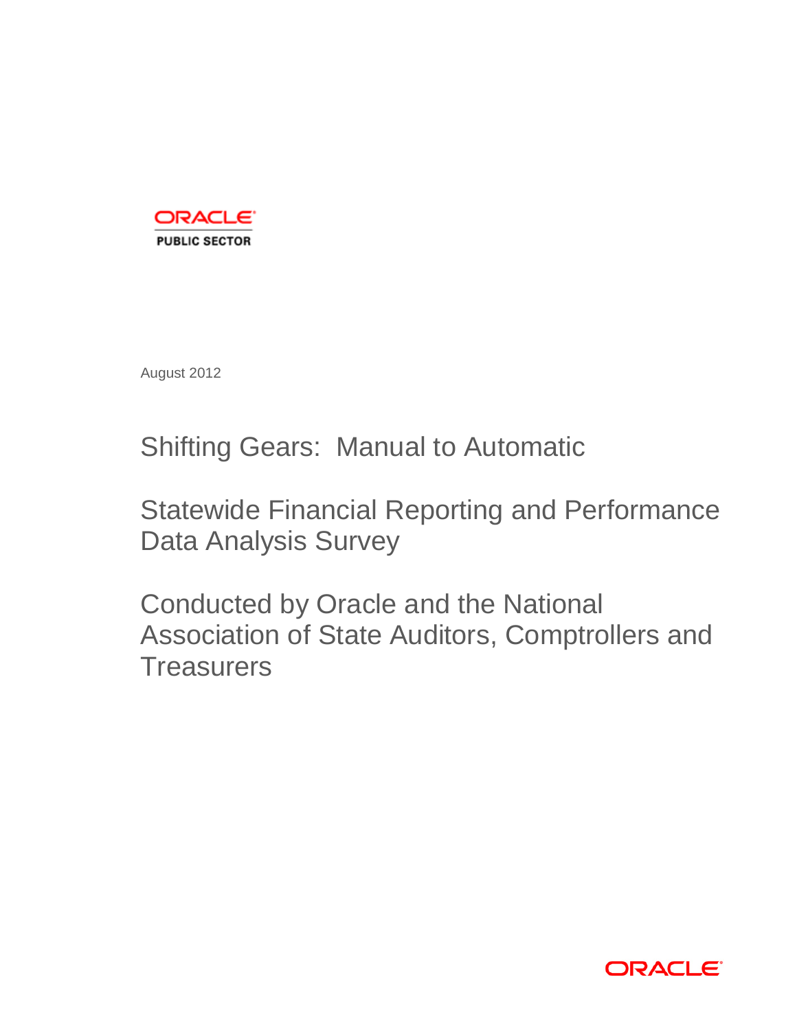ORACLE

PUBLIC SECTOR

August 2012

# Shifting Gears: Manual to Automatic

## Statewide Financial Reporting and Performance Data Analysis Survey

## Conducted by Oracle and the National Association of State Auditors, Comptrollers and Treasurers

ORACLE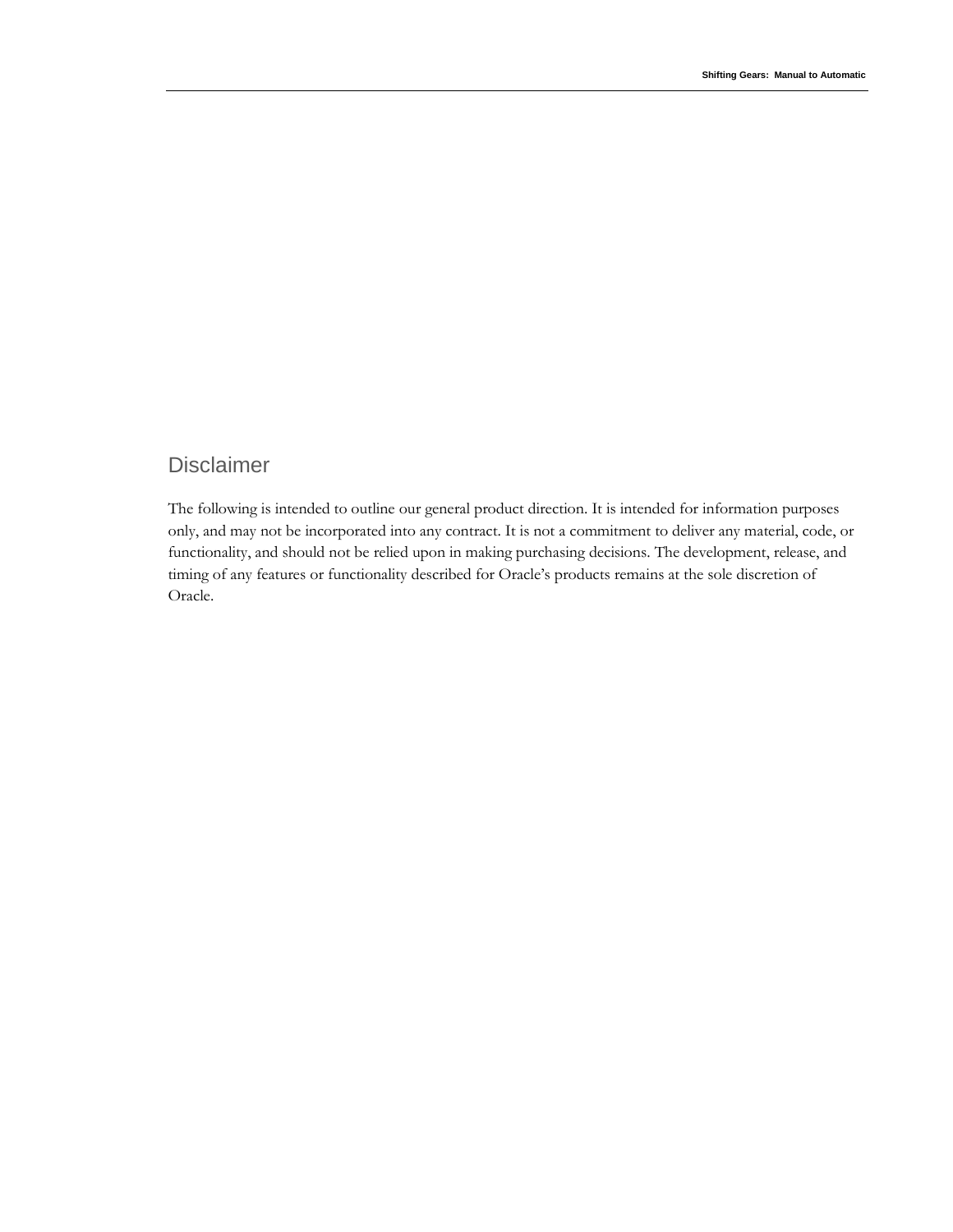## Disclaimer

The following is intended to outline our general product direction. It is intended for information purposes only, and may not be incorporated into any contract. It is not a commitment to deliver any material, code, or functionality, and should not be relied upon in making purchasing decisions. The development, release, and timing of any features or functionality described for Oracle's products remains at the sole discretion of Oracle.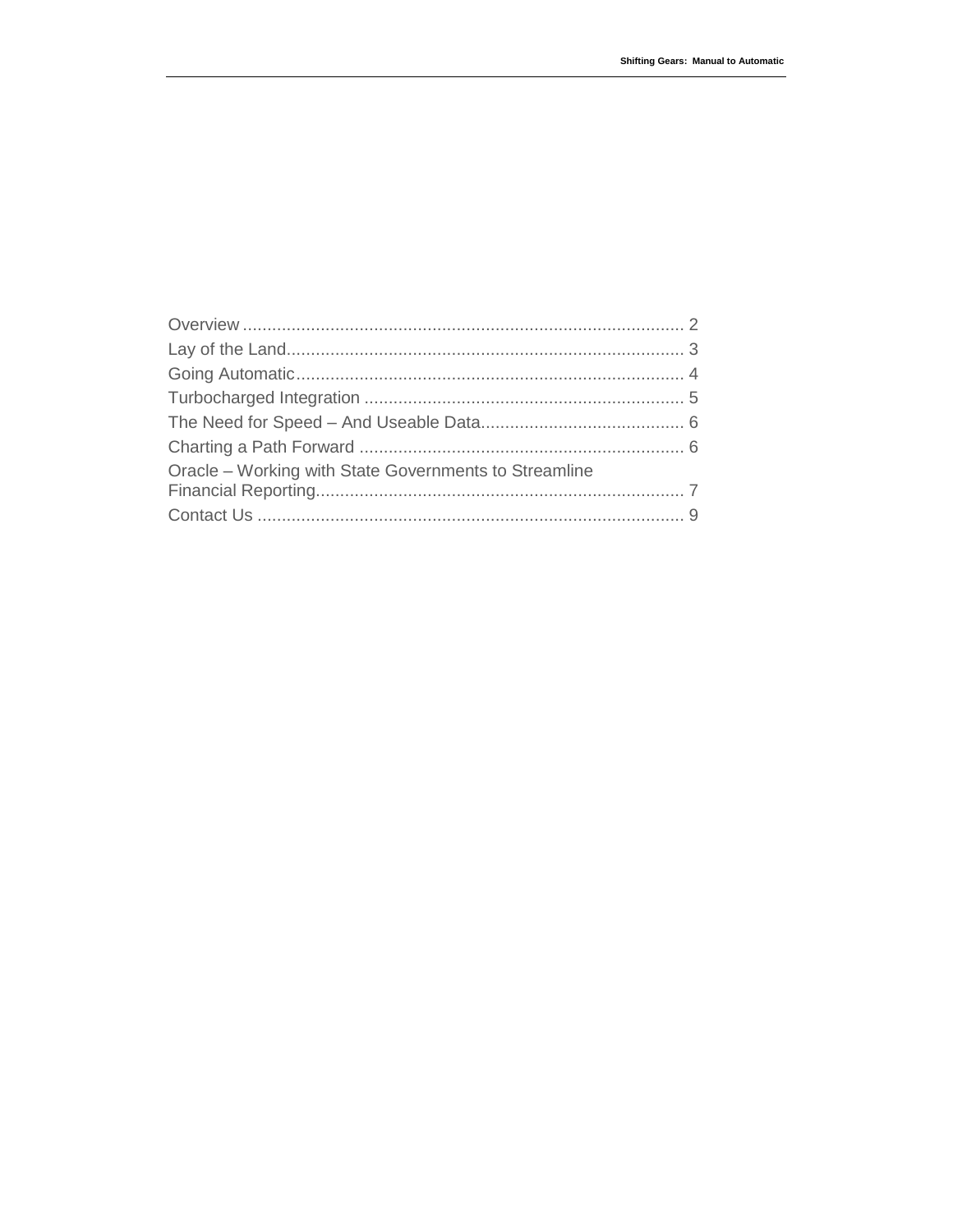Overview .......................................................................................... 2
Lay of the Land................................................................................. 3
Going Automatic................................................................................ 4
Turbocharged Integration .................................................................. 5
The Need for Speed – And Useable Data.......................................... 6
Charting a Path Forward ................................................................... 6
Oracle – Working with State Governments to Streamline Financial Reporting............................................................................ 7
Contact Us ....................................................................................... 9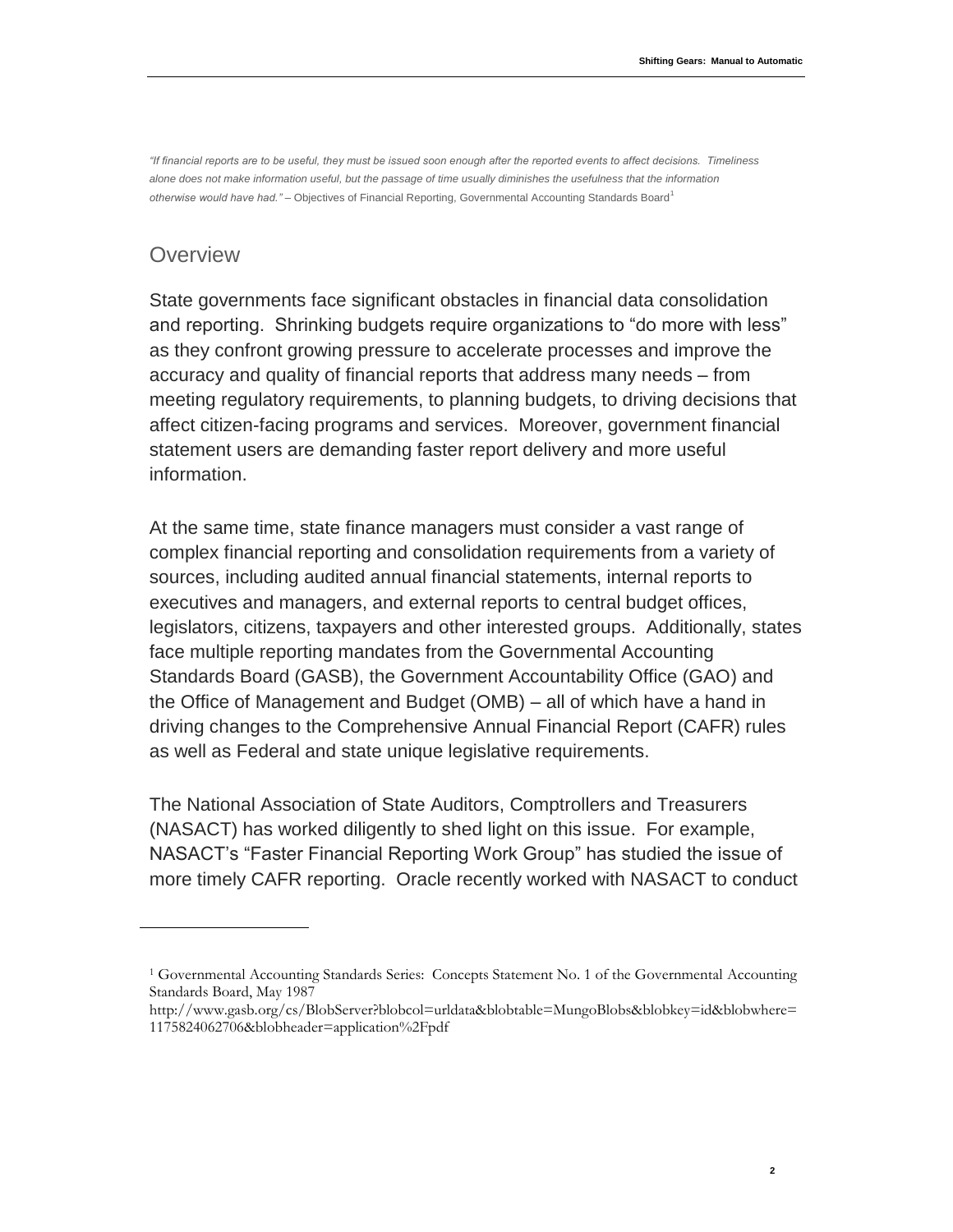*"If financial reports are to be useful, they must be issued soon enough after the reported events to affect decisions. Timeliness alone does not make information useful, but the passage of time usually diminishes the usefulness that the information otherwise would have had."* – Objectives of Financial Reporting, Governmental Accounting Standards Board[1]

## Overview

State governments face significant obstacles in financial data consolidation and reporting. Shrinking budgets require organizations to "do more with less" as they confront growing pressure to accelerate processes and improve the accuracy and quality of financial reports that address many needs – from meeting regulatory requirements, to planning budgets, to driving decisions that affect citizen-facing programs and services. Moreover, government financial statement users are demanding faster report delivery and more useful information.

At the same time, state finance managers must consider a vast range of complex financial reporting and consolidation requirements from a variety of sources, including audited annual financial statements, internal reports to executives and managers, and external reports to central budget offices, legislators, citizens, taxpayers and other interested groups. Additionally, states face multiple reporting mandates from the Governmental Accounting Standards Board (GASB), the Government Accountability Office (GAO) and the Office of Management and Budget (OMB) – all of which have a hand in driving changes to the Comprehensive Annual Financial Report (CAFR) rules as well as Federal and state unique legislative requirements.

The National Association of State Auditors, Comptrollers and Treasurers (NASACT) has worked diligently to shed light on this issue. For example, NASACT's "Faster Financial Reporting Work Group" has studied the issue of more timely CAFR reporting. Oracle recently worked with NASACT to conduct

---

[1] Governmental Accounting Standards Series: Concepts Statement No. 1 of the Governmental Accounting Standards Board, May 1987
http://www.gasb.org/cs/BlobServer?blobcol=urldata&blobtable=MungoBlobs&blobkey=id&blobwhere=1175824062706&blobheader=application%2Fpdf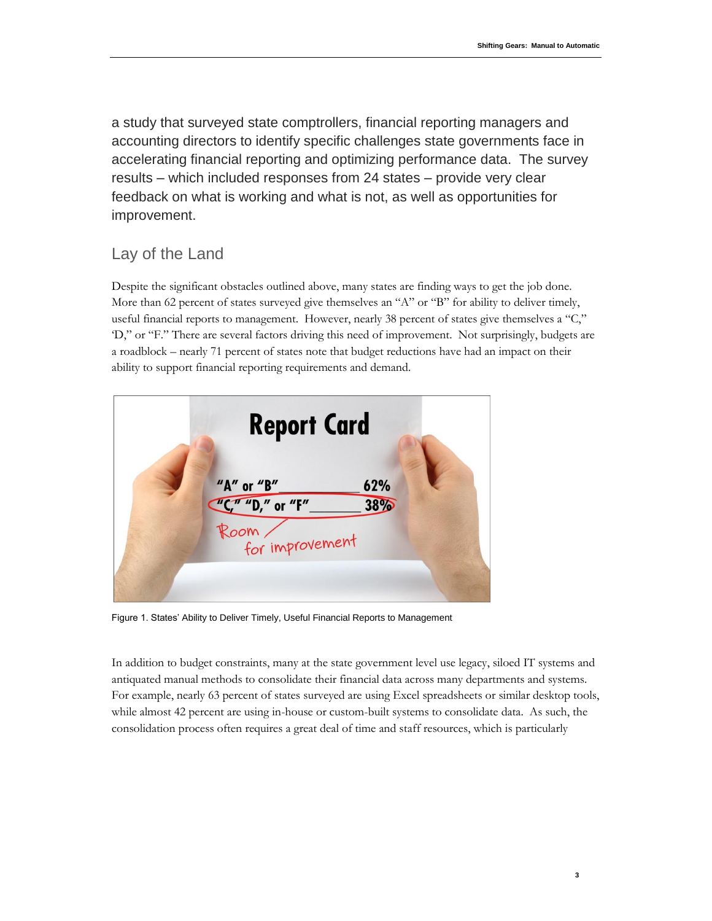a study that surveyed state comptrollers, financial reporting managers and accounting directors to identify specific challenges state governments face in accelerating financial reporting and optimizing performance data. The survey results – which included responses from 24 states – provide very clear feedback on what is working and what is not, as well as opportunities for improvement.

## Lay of the Land

Despite the significant obstacles outlined above, many states are finding ways to get the job done. More than 62 percent of states surveyed give themselves an "A" or "B" for ability to deliver timely, useful financial reports to management. However, nearly 38 percent of states give themselves a "C," 'D," or "F." There are several factors driving this need of improvement. Not surprisingly, budgets are a roadblock – nearly 71 percent of states note that budget reductions have had an impact on their ability to support financial reporting requirements and demand.

Figure 1. States' Ability to Deliver Timely, Useful Financial Reports to Management

In addition to budget constraints, many at the state government level use legacy, siloed IT systems and antiquated manual methods to consolidate their financial data across many departments and systems. For example, nearly 63 percent of states surveyed are using Excel spreadsheets or similar desktop tools, while almost 42 percent are using in-house or custom-built systems to consolidate data. As such, the consolidation process often requires a great deal of time and staff resources, which is particularly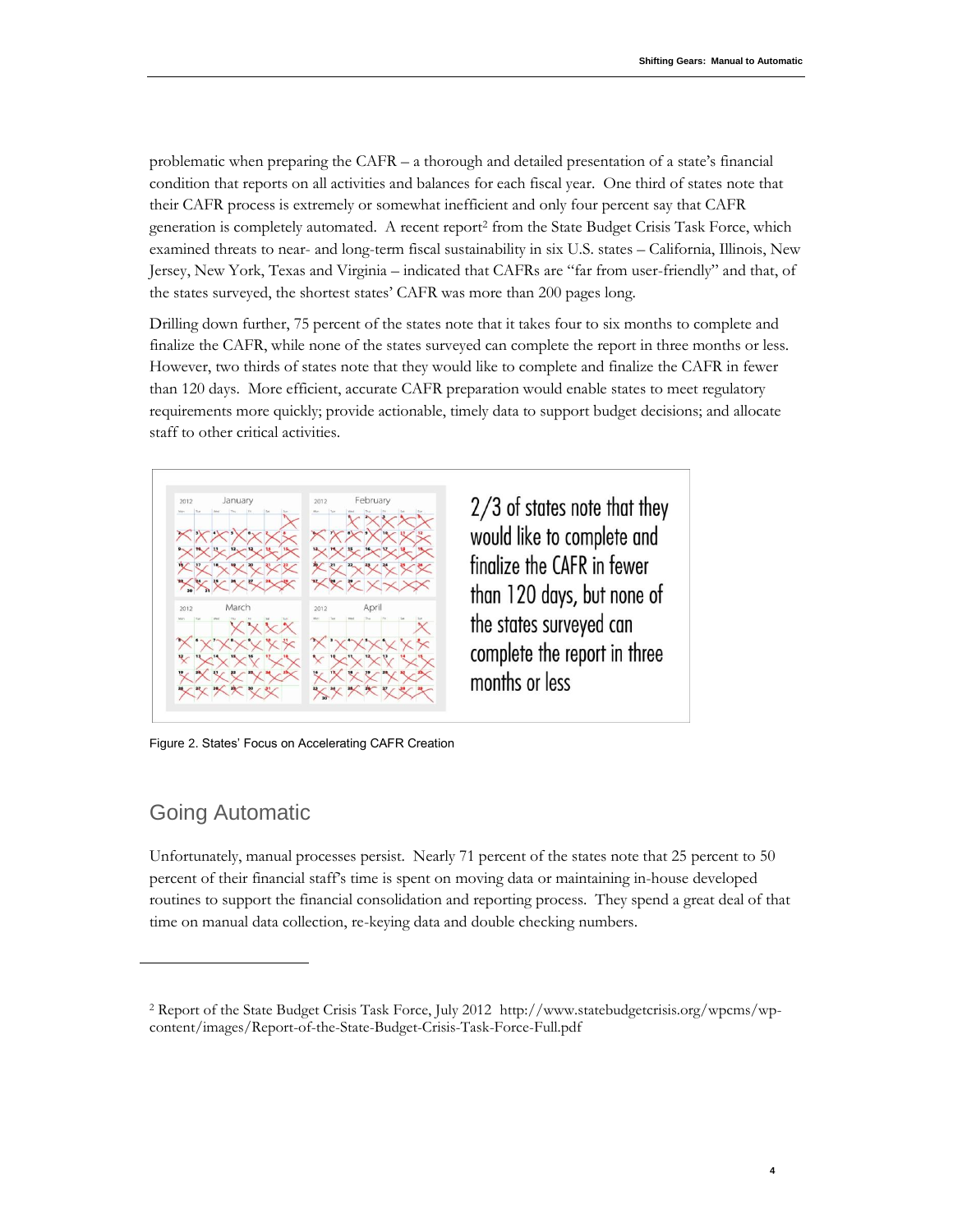problematic when preparing the CAFR – a thorough and detailed presentation of a state's financial condition that reports on all activities and balances for each fiscal year. One third of states note that their CAFR process is extremely or somewhat inefficient and only four percent say that CAFR generation is completely automated. A recent report[2] from the State Budget Crisis Task Force, which examined threats to near- and long-term fiscal sustainability in six U.S. states – California, Illinois, New Jersey, New York, Texas and Virginia – indicated that CAFRs are "far from user-friendly" and that, of the states surveyed, the shortest states' CAFR was more than 200 pages long.

Drilling down further, 75 percent of the states note that it takes four to six months to complete and finalize the CAFR, while none of the states surveyed can complete the report in three months or less. However, two thirds of states note that they would like to complete and finalize the CAFR in fewer than 120 days. More efficient, accurate CAFR preparation would enable states to meet regulatory requirements more quickly; provide actionable, timely data to support budget decisions; and allocate staff to other critical activities.

2/3 of states note that they would like to complete and finalize the CAFR in fewer than 120 days, but none of the states surveyed can complete the report in three months or less

Figure 2. States' Focus on Accelerating CAFR Creation

## Going Automatic

Unfortunately, manual processes persist. Nearly 71 percent of the states note that 25 percent to 50 percent of their financial staff's time is spent on moving data or maintaining in-house developed routines to support the financial consolidation and reporting process. They spend a great deal of that time on manual data collection, re-keying data and double checking numbers.

---

[2] Report of the State Budget Crisis Task Force, July 2012 http://www.statebudgetcrisis.org/wpcms/wp-content/images/Report-of-the-State-Budget-Crisis-Task-Force-Full.pdf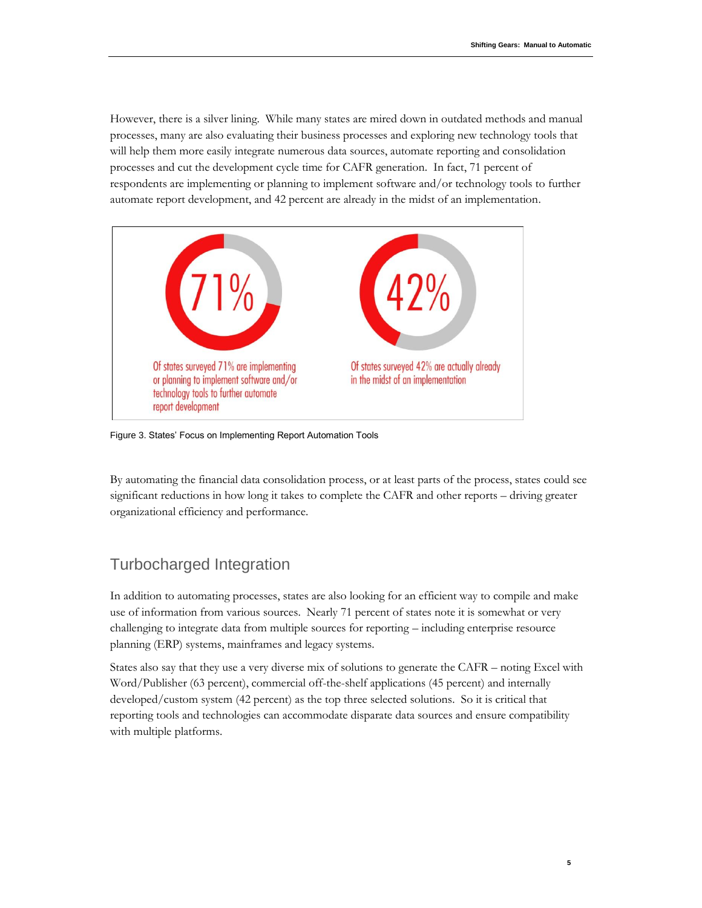However, there is a silver lining. While many states are mired down in outdated methods and manual processes, many are also evaluating their business processes and exploring new technology tools that will help them more easily integrate numerous data sources, automate reporting and consolidation processes and cut the development cycle time for CAFR generation. In fact, 71 percent of respondents are implementing or planning to implement software and/or technology tools to further automate report development, and 42 percent are already in the midst of an implementation.

71%

Of states surveyed 71% are implementing or planning to implement software and/or technology tools to further automate report development

42%

Of states surveyed 42% are actually already in the midst of an implementation

Figure 3. States' Focus on Implementing Report Automation Tools

By automating the financial data consolidation process, or at least parts of the process, states could see significant reductions in how long it takes to complete the CAFR and other reports – driving greater organizational efficiency and performance.

## Turbocharged Integration

In addition to automating processes, states are also looking for an efficient way to compile and make use of information from various sources. Nearly 71 percent of states note it is somewhat or very challenging to integrate data from multiple sources for reporting – including enterprise resource planning (ERP) systems, mainframes and legacy systems.

States also say that they use a very diverse mix of solutions to generate the CAFR – noting Excel with Word/Publisher (63 percent), commercial off-the-shelf applications (45 percent) and internally developed/custom system (42 percent) as the top three selected solutions. So it is critical that reporting tools and technologies can accommodate disparate data sources and ensure compatibility with multiple platforms.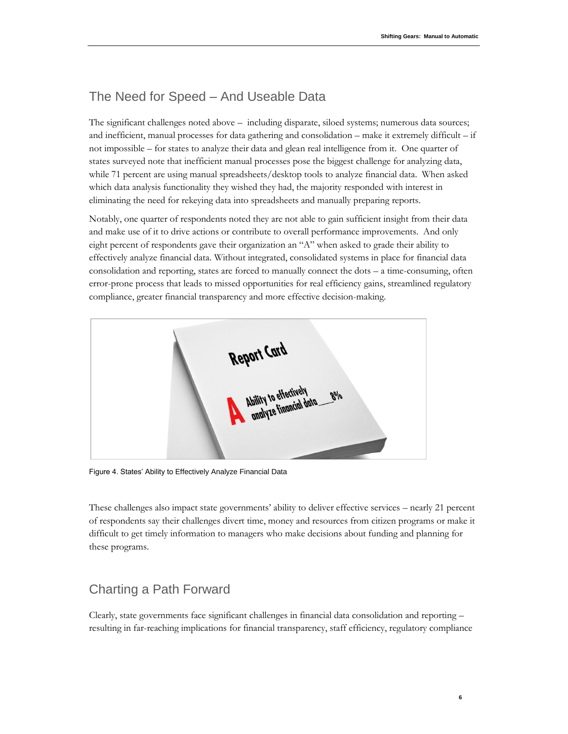## The Need for Speed – And Useable Data

The significant challenges noted above – including disparate, siloed systems; numerous data sources; and inefficient, manual processes for data gathering and consolidation – make it extremely difficult – if not impossible – for states to analyze their data and glean real intelligence from it. One quarter of states surveyed note that inefficient manual processes pose the biggest challenge for analyzing data, while 71 percent are using manual spreadsheets/desktop tools to analyze financial data. When asked which data analysis functionality they wished they had, the majority responded with interest in eliminating the need for rekeying data into spreadsheets and manually preparing reports.

Notably, one quarter of respondents noted they are not able to gain sufficient insight from their data and make use of it to drive actions or contribute to overall performance improvements. And only eight percent of respondents gave their organization an "A" when asked to grade their ability to effectively analyze financial data. Without integrated, consolidated systems in place for financial data consolidation and reporting, states are forced to manually connect the dots – a time-consuming, often error-prone process that leads to missed opportunities for real efficiency gains, streamlined regulatory compliance, greater financial transparency and more effective decision-making.

Figure 4. States' Ability to Effectively Analyze Financial Data

These challenges also impact state governments' ability to deliver effective services – nearly 21 percent of respondents say their challenges divert time, money and resources from citizen programs or make it difficult to get timely information to managers who make decisions about funding and planning for these programs.

## Charting a Path Forward

Clearly, state governments face significant challenges in financial data consolidation and reporting – resulting in far-reaching implications for financial transparency, staff efficiency, regulatory compliance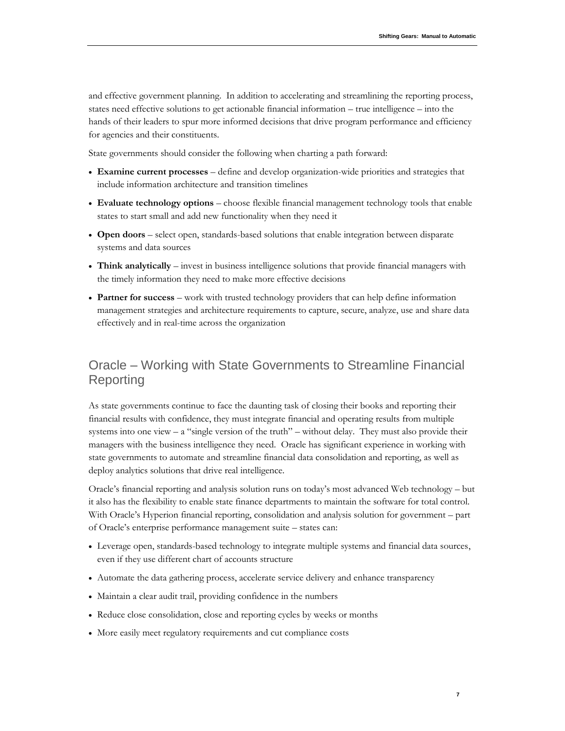and effective government planning. In addition to accelerating and streamlining the reporting process, states need effective solutions to get actionable financial information – true intelligence – into the hands of their leaders to spur more informed decisions that drive program performance and efficiency for agencies and their constituents.

State governments should consider the following when charting a path forward:

- **Examine current processes** – define and develop organization-wide priorities and strategies that include information architecture and transition timelines
- **Evaluate technology options** – choose flexible financial management technology tools that enable states to start small and add new functionality when they need it
- **Open doors** – select open, standards-based solutions that enable integration between disparate systems and data sources
- **Think analytically** – invest in business intelligence solutions that provide financial managers with the timely information they need to make more effective decisions
- **Partner for success** – work with trusted technology providers that can help define information management strategies and architecture requirements to capture, secure, analyze, use and share data effectively and in real-time across the organization

## Oracle – Working with State Governments to Streamline Financial Reporting

As state governments continue to face the daunting task of closing their books and reporting their financial results with confidence, they must integrate financial and operating results from multiple systems into one view – a "single version of the truth" – without delay. They must also provide their managers with the business intelligence they need. Oracle has significant experience in working with state governments to automate and streamline financial data consolidation and reporting, as well as deploy analytics solutions that drive real intelligence.

Oracle's financial reporting and analysis solution runs on today's most advanced Web technology – but it also has the flexibility to enable state finance departments to maintain the software for total control. With Oracle's Hyperion financial reporting, consolidation and analysis solution for government – part of Oracle's enterprise performance management suite – states can:

- Leverage open, standards-based technology to integrate multiple systems and financial data sources, even if they use different chart of accounts structure
- Automate the data gathering process, accelerate service delivery and enhance transparency
- Maintain a clear audit trail, providing confidence in the numbers
- Reduce close consolidation, close and reporting cycles by weeks or months
- More easily meet regulatory requirements and cut compliance costs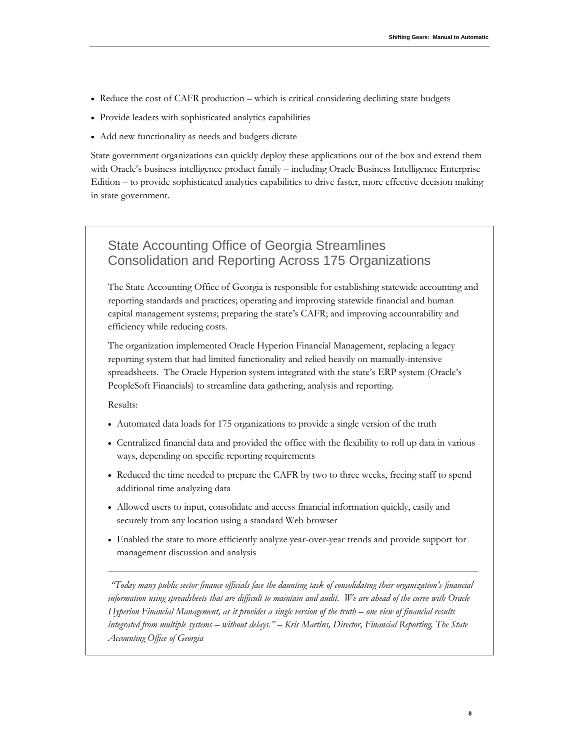- Reduce the cost of CAFR production – which is critical considering declining state budgets
- Provide leaders with sophisticated analytics capabilities
- Add new functionality as needs and budgets dictate

State government organizations can quickly deploy these applications out of the box and extend them with Oracle's business intelligence product family – including Oracle Business Intelligence Enterprise Edition – to provide sophisticated analytics capabilities to drive faster, more effective decision making in state government.

## State Accounting Office of Georgia Streamlines Consolidation and Reporting Across 175 Organizations

The State Accounting Office of Georgia is responsible for establishing statewide accounting and reporting standards and practices; operating and improving statewide financial and human capital management systems; preparing the state's CAFR; and improving accountability and efficiency while reducing costs.

The organization implemented Oracle Hyperion Financial Management, replacing a legacy reporting system that had limited functionality and relied heavily on manually-intensive spreadsheets. The Oracle Hyperion system integrated with the state's ERP system (Oracle's PeopleSoft Financials) to streamline data gathering, analysis and reporting.

Results:

- Automated data loads for 175 organizations to provide a single version of the truth
- Centralized financial data and provided the office with the flexibility to roll up data in various ways, depending on specific reporting requirements
- Reduced the time needed to prepare the CAFR by two to three weeks, freeing staff to spend additional time analyzing data
- Allowed users to input, consolidate and access financial information quickly, easily and securely from any location using a standard Web browser
- Enabled the state to more efficiently analyze year-over-year trends and provide support for management discussion and analysis

---

*"Today many public sector finance officials face the daunting task of consolidating their organization's financial information using spreadsheets that are difficult to maintain and audit. We are ahead of the curve with Oracle Hyperion Financial Management, as it provides a single version of the truth – one view of financial results integrated from multiple systems – without delays." – Kris Martins, Director, Financial Reporting, The State Accounting Office of Georgia*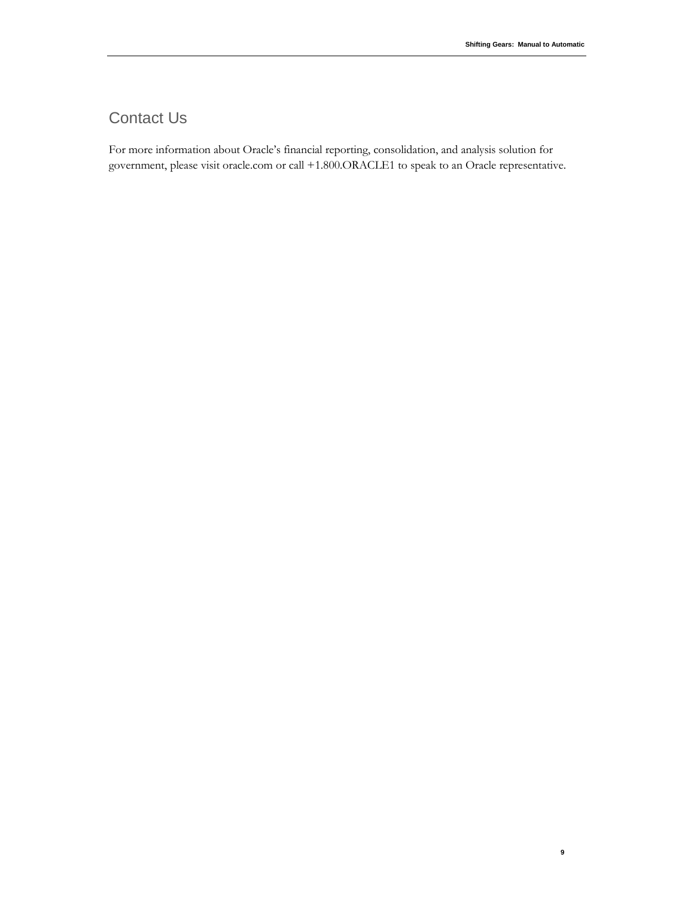## Contact Us

For more information about Oracle's financial reporting, consolidation, and analysis solution for government, please visit oracle.com or call +1.800.ORACLE1 to speak to an Oracle representative.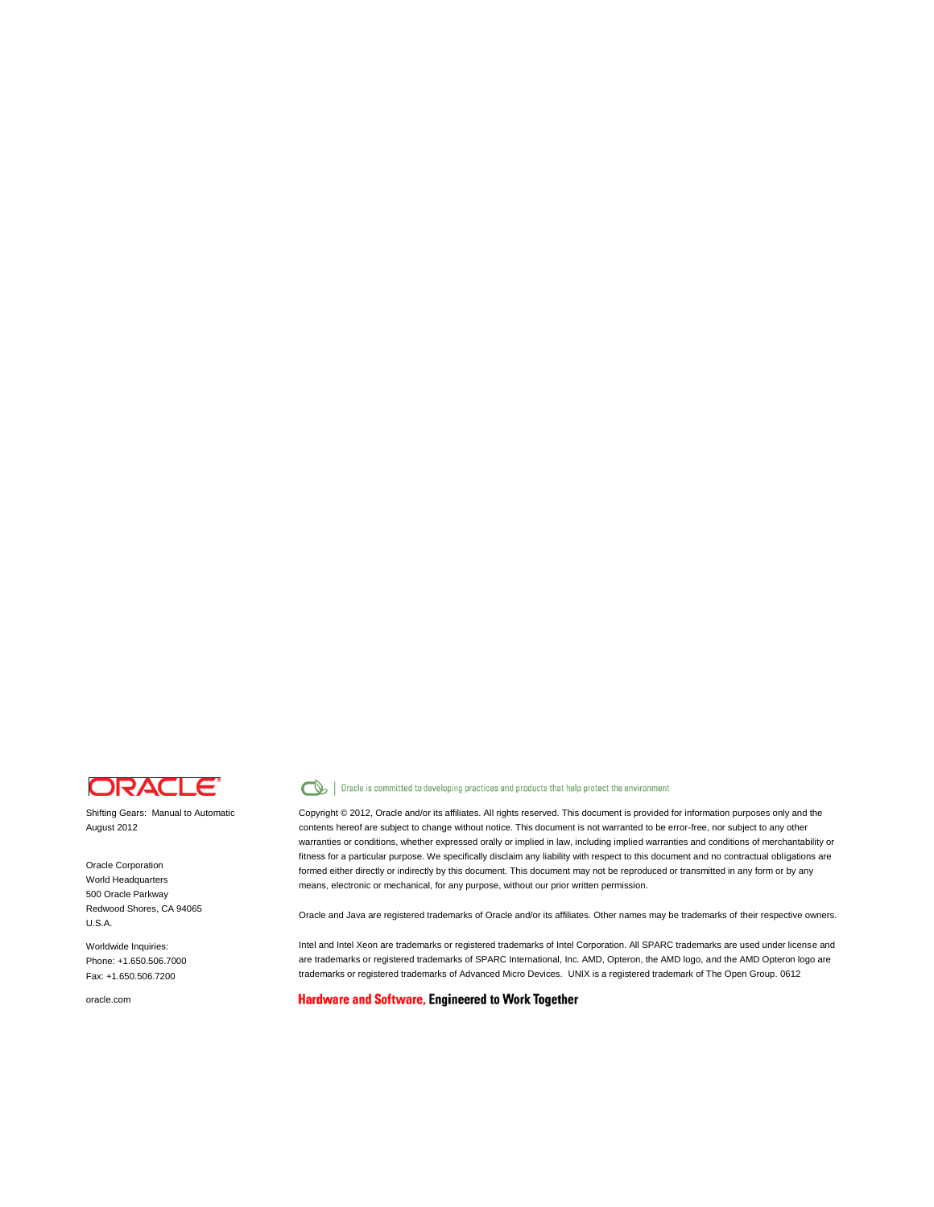ORACLE

Shifting Gears: Manual to Automatic
August 2012

Oracle Corporation
World Headquarters
500 Oracle Parkway
Redwood Shores, CA 94065
U.S.A.

Worldwide Inquiries:
Phone: +1.650.506.7000
Fax: +1.650.506.7200

oracle.com

Oracle is committed to developing practices and products that help protect the environment

Copyright © 2012, Oracle and/or its affiliates. All rights reserved. This document is provided for information purposes only and the contents hereof are subject to change without notice. This document is not warranted to be error-free, nor subject to any other warranties or conditions, whether expressed orally or implied in law, including implied warranties and conditions of merchantability or fitness for a particular purpose. We specifically disclaim any liability with respect to this document and no contractual obligations are formed either directly or indirectly by this document. This document may not be reproduced or transmitted in any form or by any means, electronic or mechanical, for any purpose, without our prior written permission.

Oracle and Java are registered trademarks of Oracle and/or its affiliates. Other names may be trademarks of their respective owners.

Intel and Intel Xeon are trademarks or registered trademarks of Intel Corporation. All SPARC trademarks are used under license and are trademarks or registered trademarks of SPARC International, Inc. AMD, Opteron, the AMD logo, and the AMD Opteron logo are trademarks or registered trademarks of Advanced Micro Devices. UNIX is a registered trademark of The Open Group. 0612

**Hardware and Software, Engineered to Work Together**